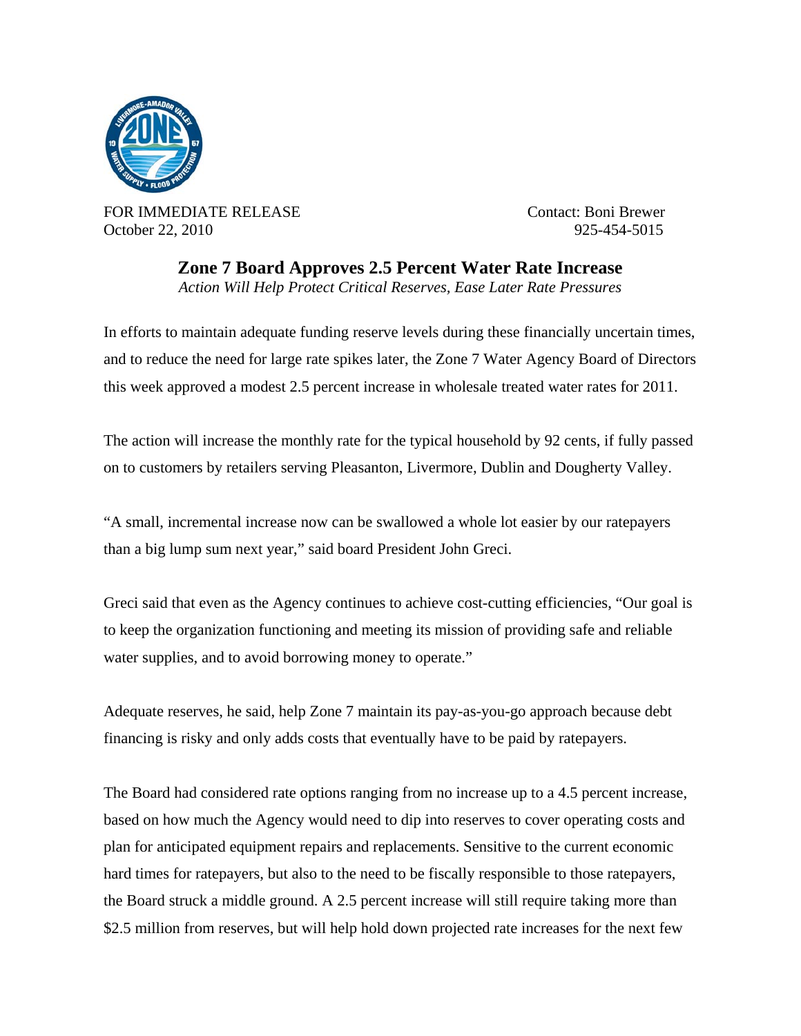FOR IMMEDIATE RELEASE
October 22, 2010

Contact: Boni Brewer
925-454-5015

# Zone 7 Board Approves 2.5 Percent Water Rate Increase

*Action Will Help Protect Critical Reserves, Ease Later Rate Pressures*

In efforts to maintain adequate funding reserve levels during these financially uncertain times, and to reduce the need for large rate spikes later, the Zone 7 Water Agency Board of Directors this week approved a modest 2.5 percent increase in wholesale treated water rates for 2011.

The action will increase the monthly rate for the typical household by 92 cents, if fully passed on to customers by retailers serving Pleasanton, Livermore, Dublin and Dougherty Valley.

"A small, incremental increase now can be swallowed a whole lot easier by our ratepayers than a big lump sum next year," said board President John Greci.

Greci said that even as the Agency continues to achieve cost-cutting efficiencies, "Our goal is to keep the organization functioning and meeting its mission of providing safe and reliable water supplies, and to avoid borrowing money to operate."

Adequate reserves, he said, help Zone 7 maintain its pay-as-you-go approach because debt financing is risky and only adds costs that eventually have to be paid by ratepayers.

The Board had considered rate options ranging from no increase up to a 4.5 percent increase, based on how much the Agency would need to dip into reserves to cover operating costs and plan for anticipated equipment repairs and replacements. Sensitive to the current economic hard times for ratepayers, but also to the need to be fiscally responsible to those ratepayers, the Board struck a middle ground. A 2.5 percent increase will still require taking more than $2.5 million from reserves, but will help hold down projected rate increases for the next few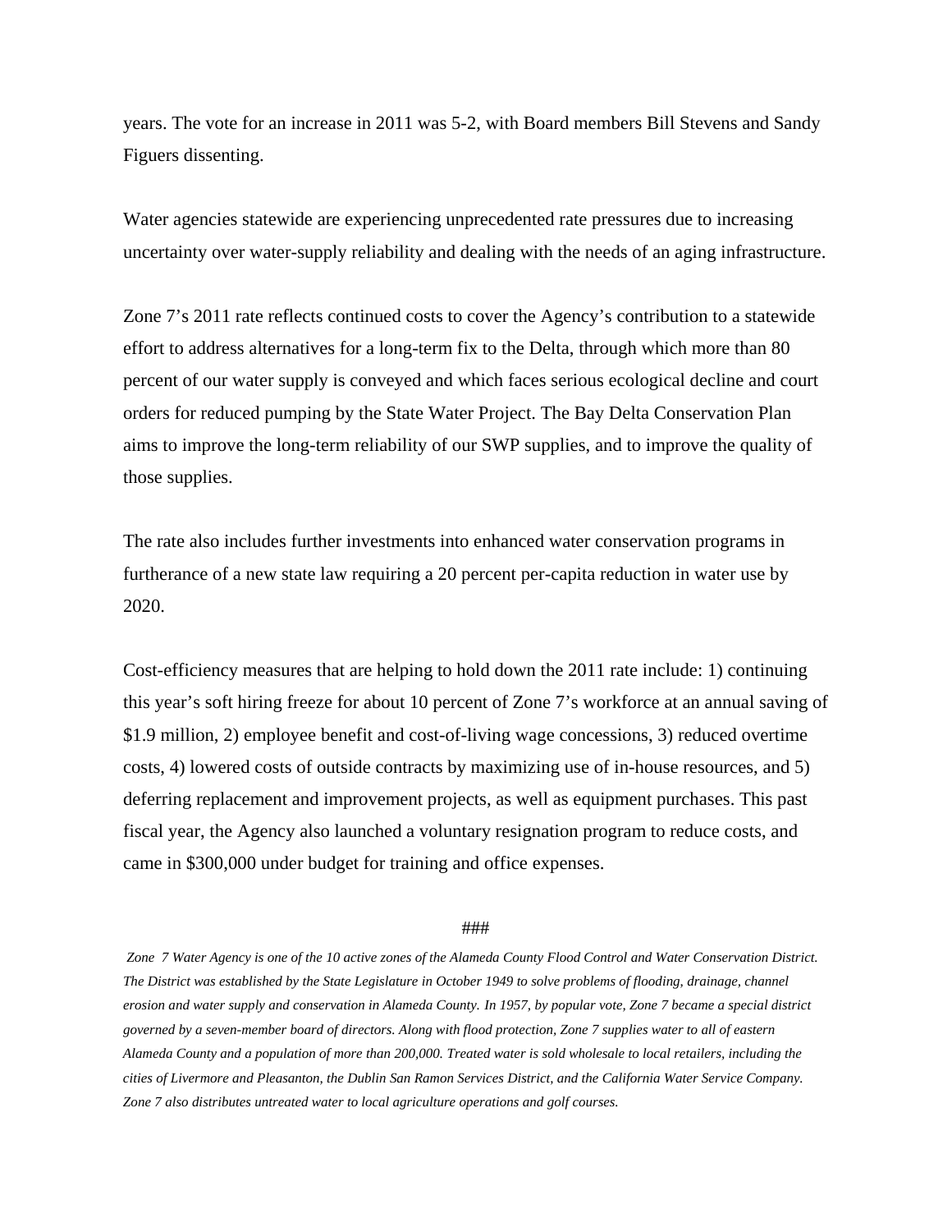years. The vote for an increase in 2011 was 5-2, with Board members Bill Stevens and Sandy Figuers dissenting.

Water agencies statewide are experiencing unprecedented rate pressures due to increasing uncertainty over water-supply reliability and dealing with the needs of an aging infrastructure.

Zone 7's 2011 rate reflects continued costs to cover the Agency's contribution to a statewide effort to address alternatives for a long-term fix to the Delta, through which more than 80 percent of our water supply is conveyed and which faces serious ecological decline and court orders for reduced pumping by the State Water Project. The Bay Delta Conservation Plan aims to improve the long-term reliability of our SWP supplies, and to improve the quality of those supplies.

The rate also includes further investments into enhanced water conservation programs in furtherance of a new state law requiring a 20 percent per-capita reduction in water use by 2020.

Cost-efficiency measures that are helping to hold down the 2011 rate include: 1) continuing this year's soft hiring freeze for about 10 percent of Zone 7's workforce at an annual saving of $1.9 million, 2) employee benefit and cost-of-living wage concessions, 3) reduced overtime costs, 4) lowered costs of outside contracts by maximizing use of in-house resources, and 5) deferring replacement and improvement projects, as well as equipment purchases. This past fiscal year, the Agency also launched a voluntary resignation program to reduce costs, and came in $300,000 under budget for training and office expenses.

###

*Zone 7 Water Agency is one of the 10 active zones of the Alameda County Flood Control and Water Conservation District. The District was established by the State Legislature in October 1949 to solve problems of flooding, drainage, channel erosion and water supply and conservation in Alameda County. In 1957, by popular vote, Zone 7 became a special district governed by a seven-member board of directors. Along with flood protection, Zone 7 supplies water to all of eastern Alameda County and a population of more than 200,000. Treated water is sold wholesale to local retailers, including the cities of Livermore and Pleasanton, the Dublin San Ramon Services District, and the California Water Service Company. Zone 7 also distributes untreated water to local agriculture operations and golf courses.*